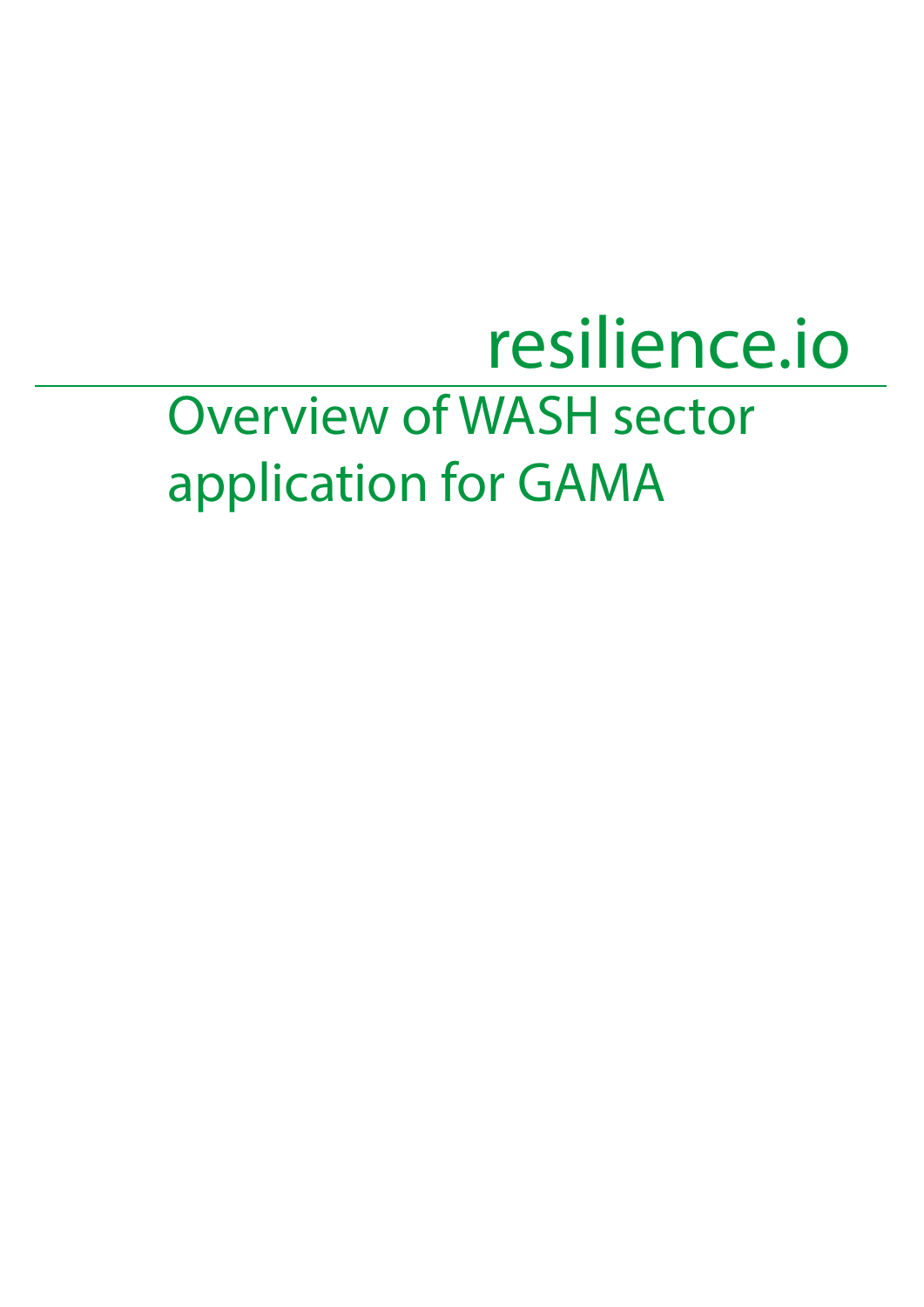# resilience.io

## Overview of WASH sector application for GAMA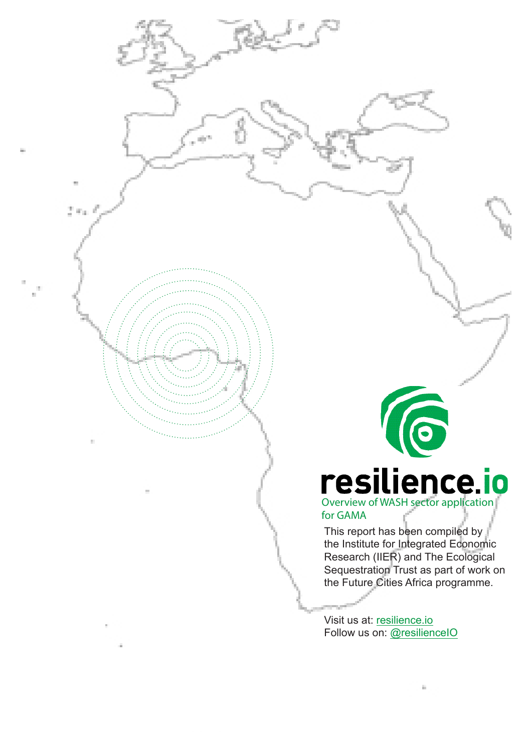# resilience.io

Overview of WASH sector application for GAMA

This report has been compiled by the Institute for Integrated Economic Research (IIER) and The Ecological Sequestration Trust as part of work on the Future Cities Africa programme.

Visit us at: [resilience.io](resilience.io)
Follow us on: [@resilienceIO](@resilienceIO)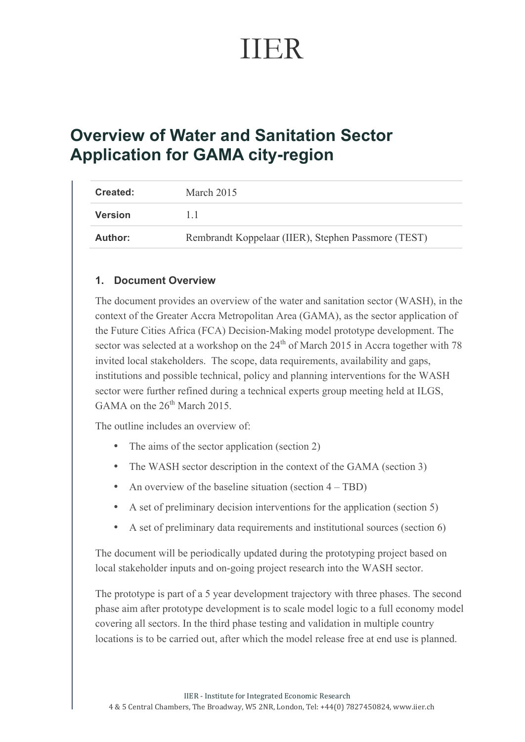IIER

# Overview of Water and Sanitation Sector Application for GAMA city-region

| **Created:** | March 2015 |
|---|---|
| **Version** | 1.1 |
| **Author:** | Rembrandt Koppelaar (IIER), Stephen Passmore (TEST) |

## 1. Document Overview

The document provides an overview of the water and sanitation sector (WASH), in the context of the Greater Accra Metropolitan Area (GAMA), as the sector application of the Future Cities Africa (FCA) Decision-Making model prototype development. The sector was selected at a workshop on the 24th of March 2015 in Accra together with 78 invited local stakeholders. The scope, data requirements, availability and gaps, institutions and possible technical, policy and planning interventions for the WASH sector were further refined during a technical experts group meeting held at ILGS, GAMA on the 26th March 2015.

The outline includes an overview of:

- The aims of the sector application (section 2)
- The WASH sector description in the context of the GAMA (section 3)
- An overview of the baseline situation (section 4 – TBD)
- A set of preliminary decision interventions for the application (section 5)
- A set of preliminary data requirements and institutional sources (section 6)

The document will be periodically updated during the prototyping project based on local stakeholder inputs and on-going project research into the WASH sector.

The prototype is part of a 5 year development trajectory with three phases. The second phase aim after prototype development is to scale model logic to a full economy model covering all sectors. In the third phase testing and validation in multiple country locations is to be carried out, after which the model release free at end use is planned.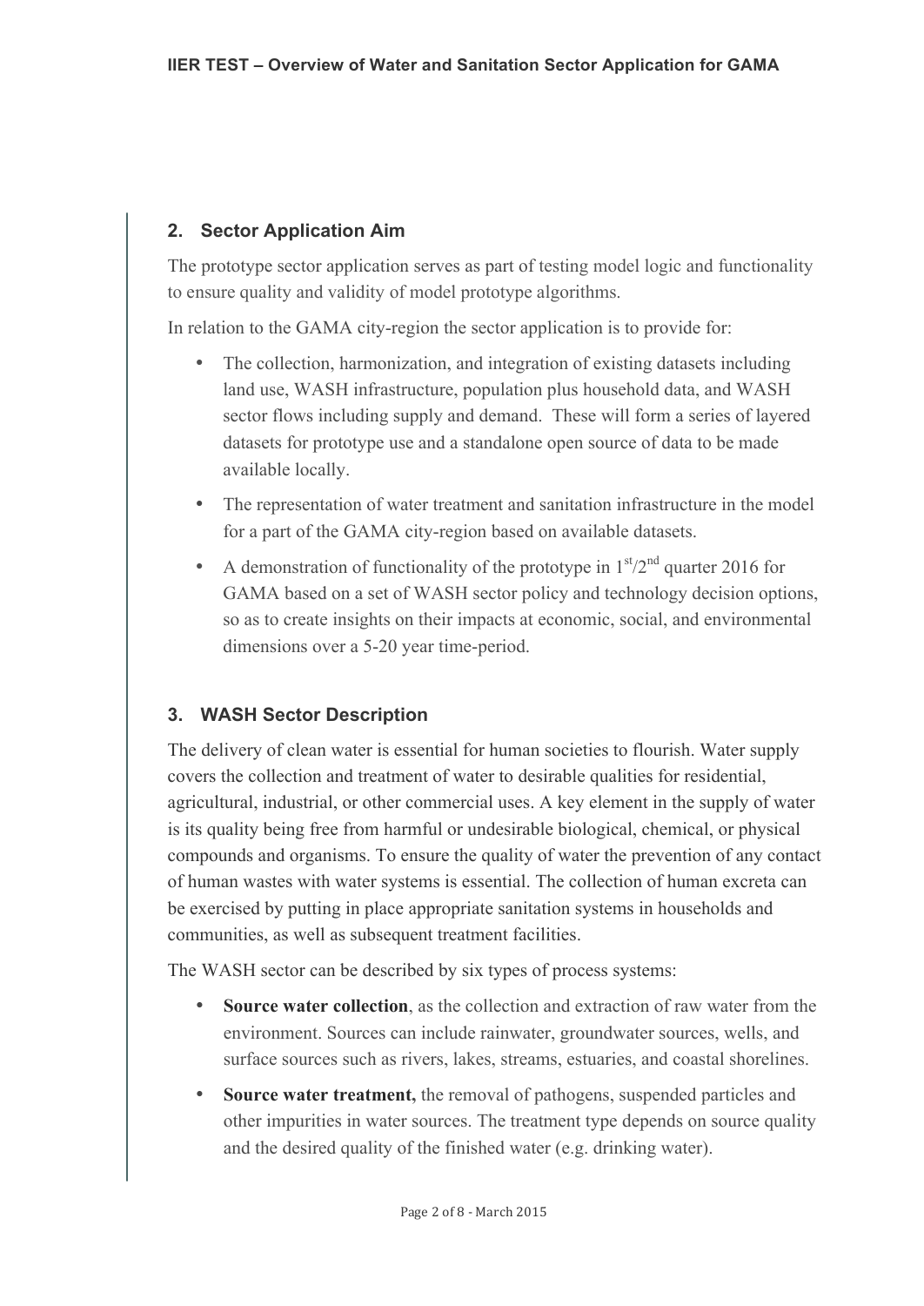## 2. Sector Application Aim

The prototype sector application serves as part of testing model logic and functionality to ensure quality and validity of model prototype algorithms.

In relation to the GAMA city-region the sector application is to provide for:

- The collection, harmonization, and integration of existing datasets including land use, WASH infrastructure, population plus household data, and WASH sector flows including supply and demand. These will form a series of layered datasets for prototype use and a standalone open source of data to be made available locally.
- The representation of water treatment and sanitation infrastructure in the model for a part of the GAMA city-region based on available datasets.
- A demonstration of functionality of the prototype in 1st/2nd quarter 2016 for GAMA based on a set of WASH sector policy and technology decision options, so as to create insights on their impacts at economic, social, and environmental dimensions over a 5-20 year time-period.

## 3. WASH Sector Description

The delivery of clean water is essential for human societies to flourish. Water supply covers the collection and treatment of water to desirable qualities for residential, agricultural, industrial, or other commercial uses. A key element in the supply of water is its quality being free from harmful or undesirable biological, chemical, or physical compounds and organisms. To ensure the quality of water the prevention of any contact of human wastes with water systems is essential. The collection of human excreta can be exercised by putting in place appropriate sanitation systems in households and communities, as well as subsequent treatment facilities.

The WASH sector can be described by six types of process systems:

- **Source water collection**, as the collection and extraction of raw water from the environment. Sources can include rainwater, groundwater sources, wells, and surface sources such as rivers, lakes, streams, estuaries, and coastal shorelines.
- **Source water treatment,** the removal of pathogens, suspended particles and other impurities in water sources. The treatment type depends on source quality and the desired quality of the finished water (e.g. drinking water).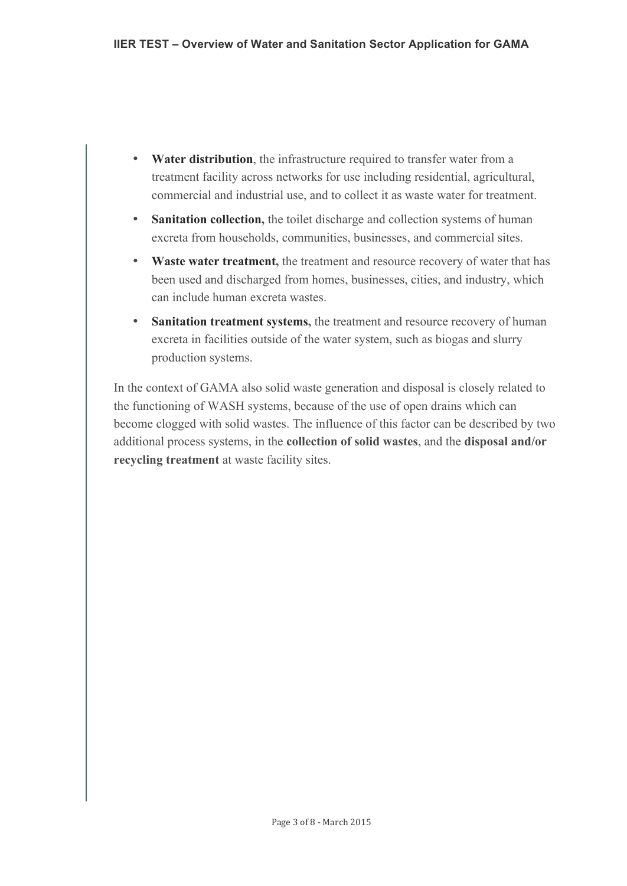- **Water distribution**, the infrastructure required to transfer water from a treatment facility across networks for use including residential, agricultural, commercial and industrial use, and to collect it as waste water for treatment.
- **Sanitation collection,** the toilet discharge and collection systems of human excreta from households, communities, businesses, and commercial sites.
- **Waste water treatment,** the treatment and resource recovery of water that has been used and discharged from homes, businesses, cities, and industry, which can include human excreta wastes.
- **Sanitation treatment systems,** the treatment and resource recovery of human excreta in facilities outside of the water system, such as biogas and slurry production systems.

In the context of GAMA also solid waste generation and disposal is closely related to the functioning of WASH systems, because of the use of open drains which can become clogged with solid wastes. The influence of this factor can be described by two additional process systems, in the **collection of solid wastes**, and the **disposal and/or recycling treatment** at waste facility sites.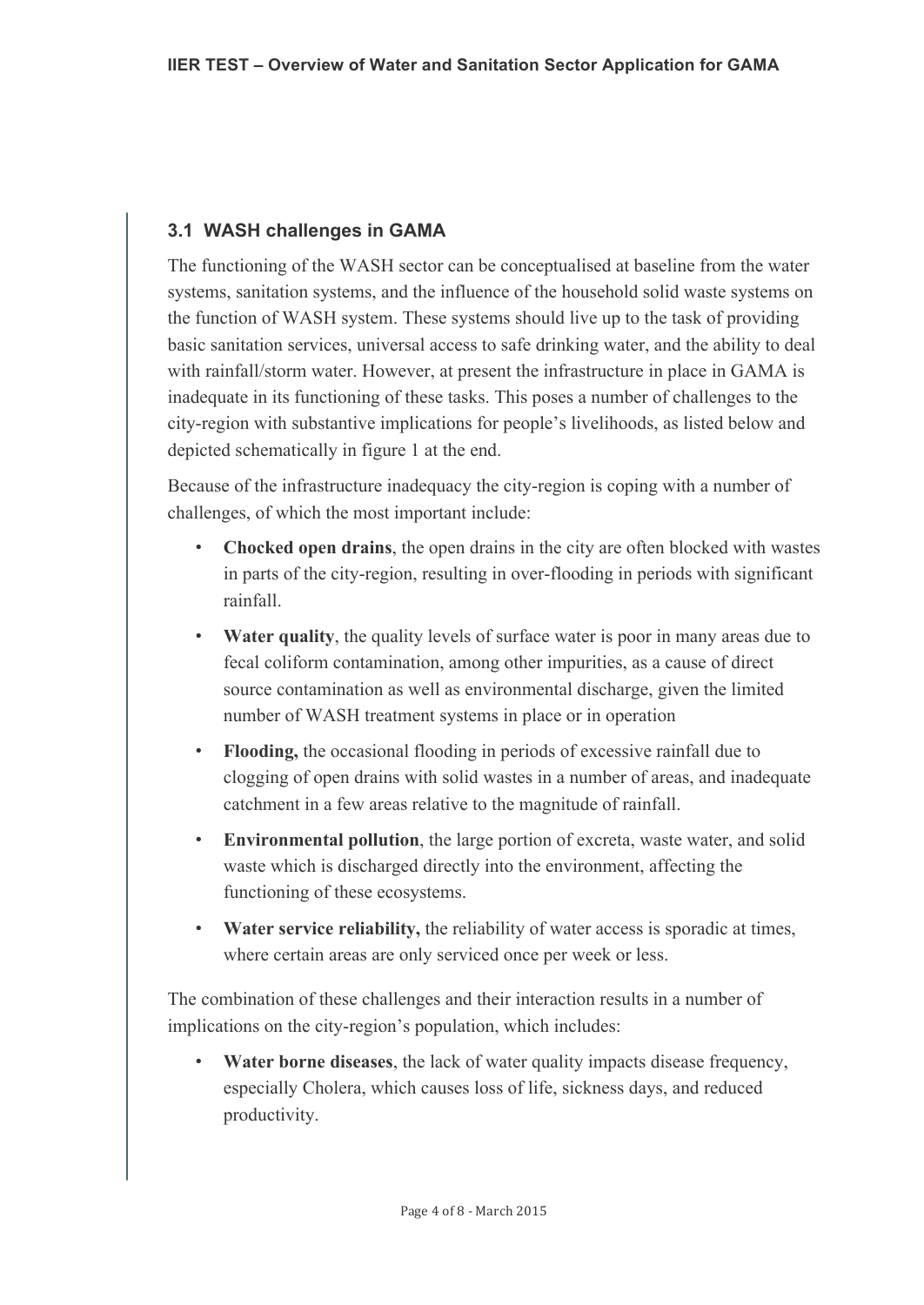## 3.1 WASH challenges in GAMA

The functioning of the WASH sector can be conceptualised at baseline from the water systems, sanitation systems, and the influence of the household solid waste systems on the function of WASH system. These systems should live up to the task of providing basic sanitation services, universal access to safe drinking water, and the ability to deal with rainfall/storm water. However, at present the infrastructure in place in GAMA is inadequate in its functioning of these tasks. This poses a number of challenges to the city-region with substantive implications for people's livelihoods, as listed below and depicted schematically in figure 1 at the end.

Because of the infrastructure inadequacy the city-region is coping with a number of challenges, of which the most important include:

- **Chocked open drains**, the open drains in the city are often blocked with wastes in parts of the city-region, resulting in over-flooding in periods with significant rainfall.
- **Water quality**, the quality levels of surface water is poor in many areas due to fecal coliform contamination, among other impurities, as a cause of direct source contamination as well as environmental discharge, given the limited number of WASH treatment systems in place or in operation
- **Flooding,** the occasional flooding in periods of excessive rainfall due to clogging of open drains with solid wastes in a number of areas, and inadequate catchment in a few areas relative to the magnitude of rainfall.
- **Environmental pollution**, the large portion of excreta, waste water, and solid waste which is discharged directly into the environment, affecting the functioning of these ecosystems.
- **Water service reliability,** the reliability of water access is sporadic at times, where certain areas are only serviced once per week or less.

The combination of these challenges and their interaction results in a number of implications on the city-region's population, which includes:

- **Water borne diseases**, the lack of water quality impacts disease frequency, especially Cholera, which causes loss of life, sickness days, and reduced productivity.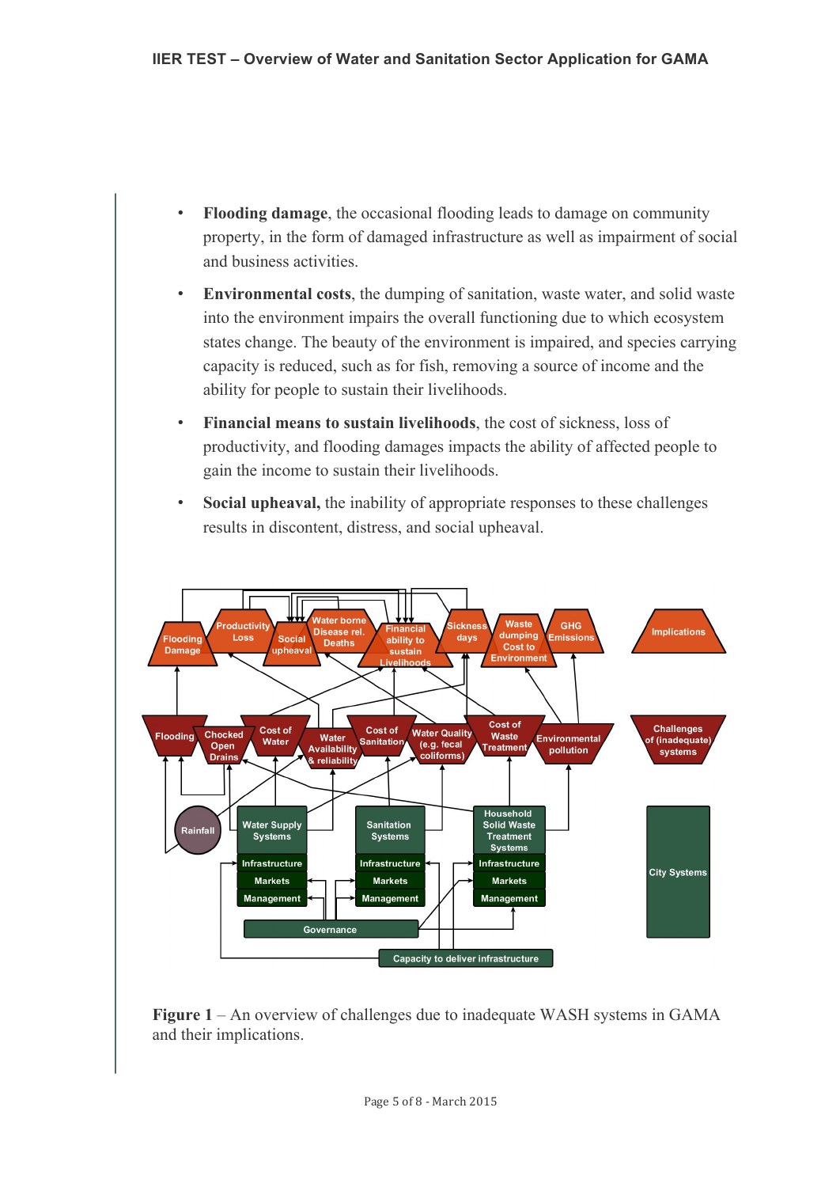- **Flooding damage**, the occasional flooding leads to damage on community property, in the form of damaged infrastructure as well as impairment of social and business activities.
- **Environmental costs**, the dumping of sanitation, waste water, and solid waste into the environment impairs the overall functioning due to which ecosystem states change. The beauty of the environment is impaired, and species carrying capacity is reduced, such as for fish, removing a source of income and the ability for people to sustain their livelihoods.
- **Financial means to sustain livelihoods**, the cost of sickness, loss of productivity, and flooding damages impacts the ability of affected people to gain the income to sustain their livelihoods.
- **Social upheaval,** the inability of appropriate responses to these challenges results in discontent, distress, and social upheaval.

**Figure 1** – An overview of challenges due to inadequate WASH systems in GAMA and their implications.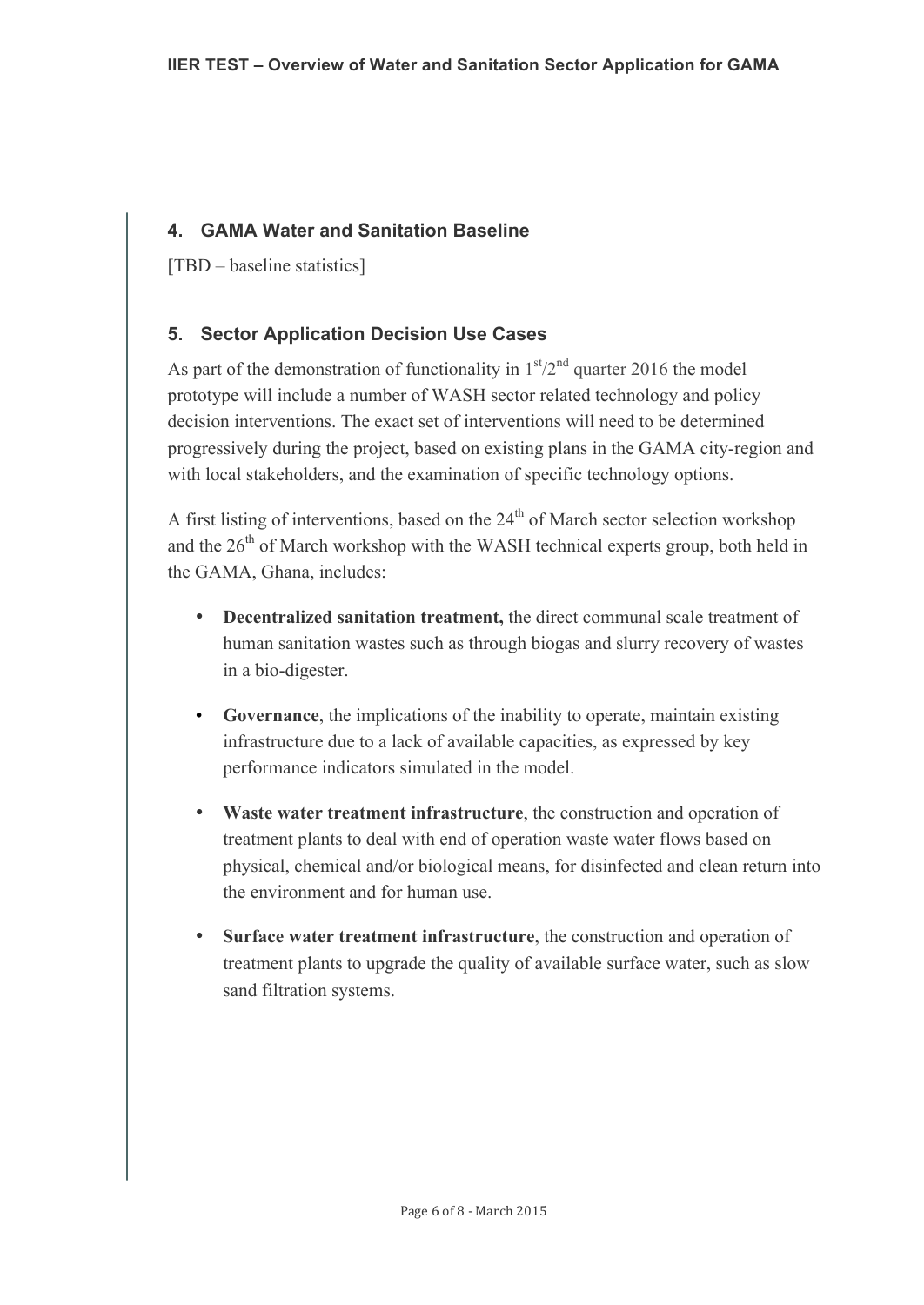## 4. GAMA Water and Sanitation Baseline

[TBD – baseline statistics]

## 5. Sector Application Decision Use Cases

As part of the demonstration of functionality in 1st/2nd quarter 2016 the model prototype will include a number of WASH sector related technology and policy decision interventions. The exact set of interventions will need to be determined progressively during the project, based on existing plans in the GAMA city-region and with local stakeholders, and the examination of specific technology options.

A first listing of interventions, based on the 24th of March sector selection workshop and the 26th of March workshop with the WASH technical experts group, both held in the GAMA, Ghana, includes:

- **Decentralized sanitation treatment,** the direct communal scale treatment of human sanitation wastes such as through biogas and slurry recovery of wastes in a bio-digester.
- **Governance**, the implications of the inability to operate, maintain existing infrastructure due to a lack of available capacities, as expressed by key performance indicators simulated in the model.
- **Waste water treatment infrastructure**, the construction and operation of treatment plants to deal with end of operation waste water flows based on physical, chemical and/or biological means, for disinfected and clean return into the environment and for human use.
- **Surface water treatment infrastructure**, the construction and operation of treatment plants to upgrade the quality of available surface water, such as slow sand filtration systems.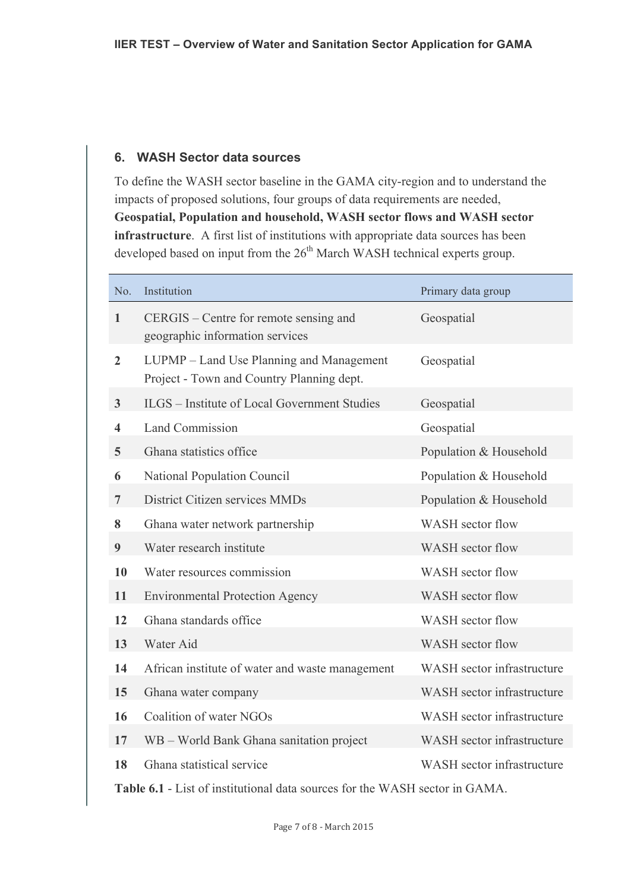## 6. WASH Sector data sources

To define the WASH sector baseline in the GAMA city-region and to understand the impacts of proposed solutions, four groups of data requirements are needed, **Geospatial, Population and household, WASH sector flows and WASH sector infrastructure**. A first list of institutions with appropriate data sources has been developed based on input from the 26th March WASH technical experts group.

| No. | Institution | Primary data group |
|---|---|---|
| **1** | CERGIS – Centre for remote sensing and geographic information services | Geospatial |
| **2** | LUPMP – Land Use Planning and Management Project - Town and Country Planning dept. | Geospatial |
| **3** | ILGS – Institute of Local Government Studies | Geospatial |
| **4** | Land Commission | Geospatial |
| **5** | Ghana statistics office | Population & Household |
| **6** | National Population Council | Population & Household |
| **7** | District Citizen services MMDs | Population & Household |
| **8** | Ghana water network partnership | WASH sector flow |
| **9** | Water research institute | WASH sector flow |
| **10** | Water resources commission | WASH sector flow |
| **11** | Environmental Protection Agency | WASH sector flow |
| **12** | Ghana standards office | WASH sector flow |
| **13** | Water Aid | WASH sector flow |
| **14** | African institute of water and waste management | WASH sector infrastructure |
| **15** | Ghana water company | WASH sector infrastructure |
| **16** | Coalition of water NGOs | WASH sector infrastructure |
| **17** | WB – World Bank Ghana sanitation project | WASH sector infrastructure |
| **18** | Ghana statistical service | WASH sector infrastructure |

**Table 6.1** - List of institutional data sources for the WASH sector in GAMA.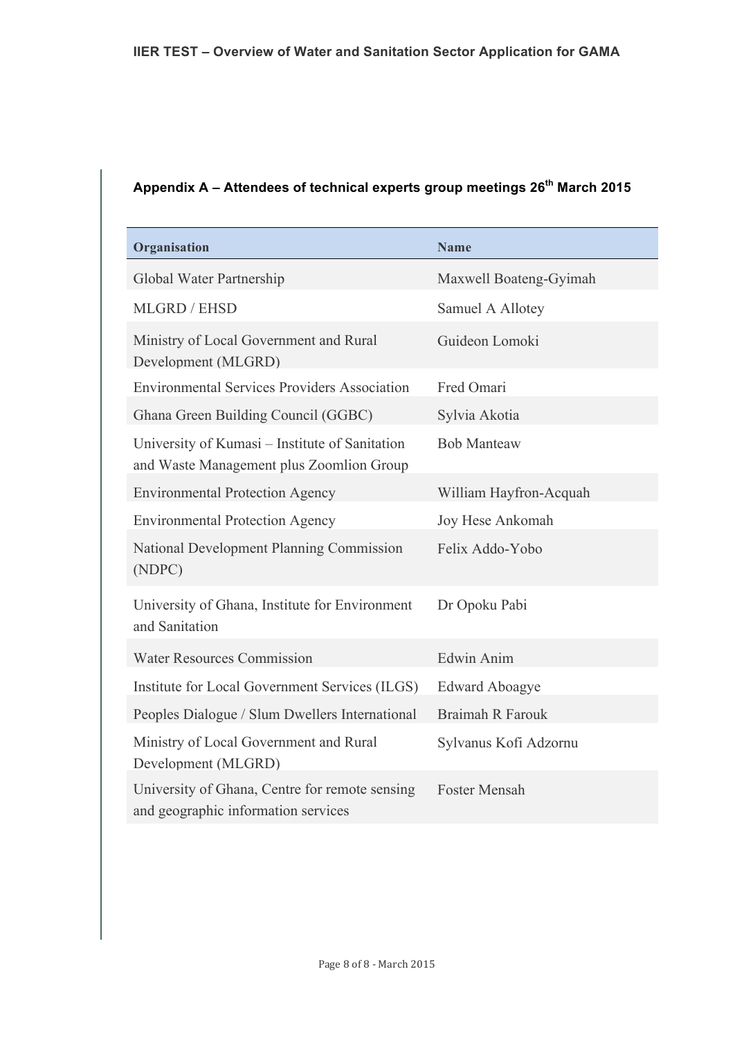## Appendix A – Attendees of technical experts group meetings 26th March 2015

| Organisation | Name |
| --- | --- |
| Global Water Partnership | Maxwell Boateng-Gyimah |
| MLGRD / EHSD | Samuel A Allotey |
| Ministry of Local Government and Rural Development (MLGRD) | Guideon Lomoki |
| Environmental Services Providers Association | Fred Omari |
| Ghana Green Building Council (GGBC) | Sylvia Akotia |
| University of Kumasi – Institute of Sanitation and Waste Management plus Zoomlion Group | Bob Manteaw |
| Environmental Protection Agency | William Hayfron-Acquah |
| Environmental Protection Agency | Joy Hese Ankomah |
| National Development Planning Commission (NDPC) | Felix Addo-Yobo |
| University of Ghana, Institute for Environment and Sanitation | Dr Opoku Pabi |
| Water Resources Commission | Edwin Anim |
| Institute for Local Government Services (ILGS) | Edward Aboagye |
| Peoples Dialogue / Slum Dwellers International | Braimah R Farouk |
| Ministry of Local Government and Rural Development (MLGRD) | Sylvanus Kofi Adzornu |
| University of Ghana, Centre for remote sensing and geographic information services | Foster Mensah |